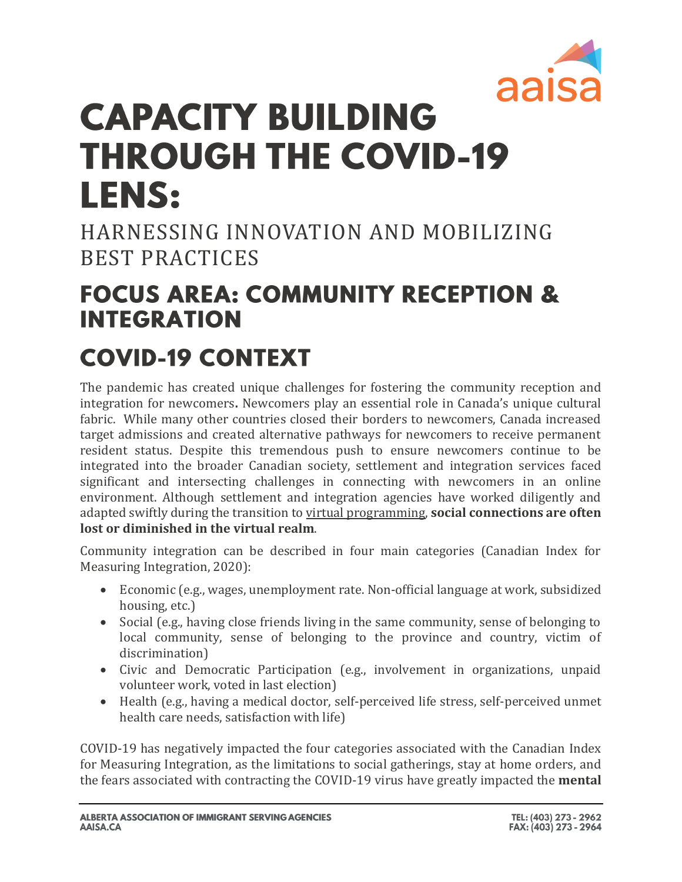# CAPACITY BUILDING THROUGH THE COVID-19 LENS:

HARNESSING INNOVATION AND MOBILIZING BEST PRACTICES

## FOCUS AREA: COMMUNITY RECEPTION & INTEGRATION

## COVID-19 CONTEXT

The pandemic has created unique challenges for fostering the community reception and integration for newcomers**.** Newcomers play an essential role in Canada's unique cultural fabric. While many other countries closed their borders to newcomers, Canada increased target admissions and created alternative pathways for newcomers to receive permanent resident status. Despite this tremendous push to ensure newcomers continue to be integrated into the broader Canadian society, settlement and integration services faced significant and intersecting challenges in connecting with newcomers in an online environment. Although settlement and integration agencies have worked diligently and adapted swiftly during the transition to virtual programming, **social connections are often lost or diminished in the virtual realm**.

Community integration can be described in four main categories (Canadian Index for Measuring Integration, 2020):

- Economic (e.g., wages, unemployment rate. Non-official language at work, subsidized housing, etc.)
- Social (e.g., having close friends living in the same community, sense of belonging to local community, sense of belonging to the province and country, victim of discrimination)
- Civic and Democratic Participation (e.g., involvement in organizations, unpaid volunteer work, voted in last election)
- Health (e.g., having a medical doctor, self-perceived life stress, self-perceived unmet health care needs, satisfaction with life)

COVID-19 has negatively impacted the four categories associated with the Canadian Index for Measuring Integration, as the limitations to social gatherings, stay at home orders, and the fears associated with contracting the COVID-19 virus have greatly impacted the **mental**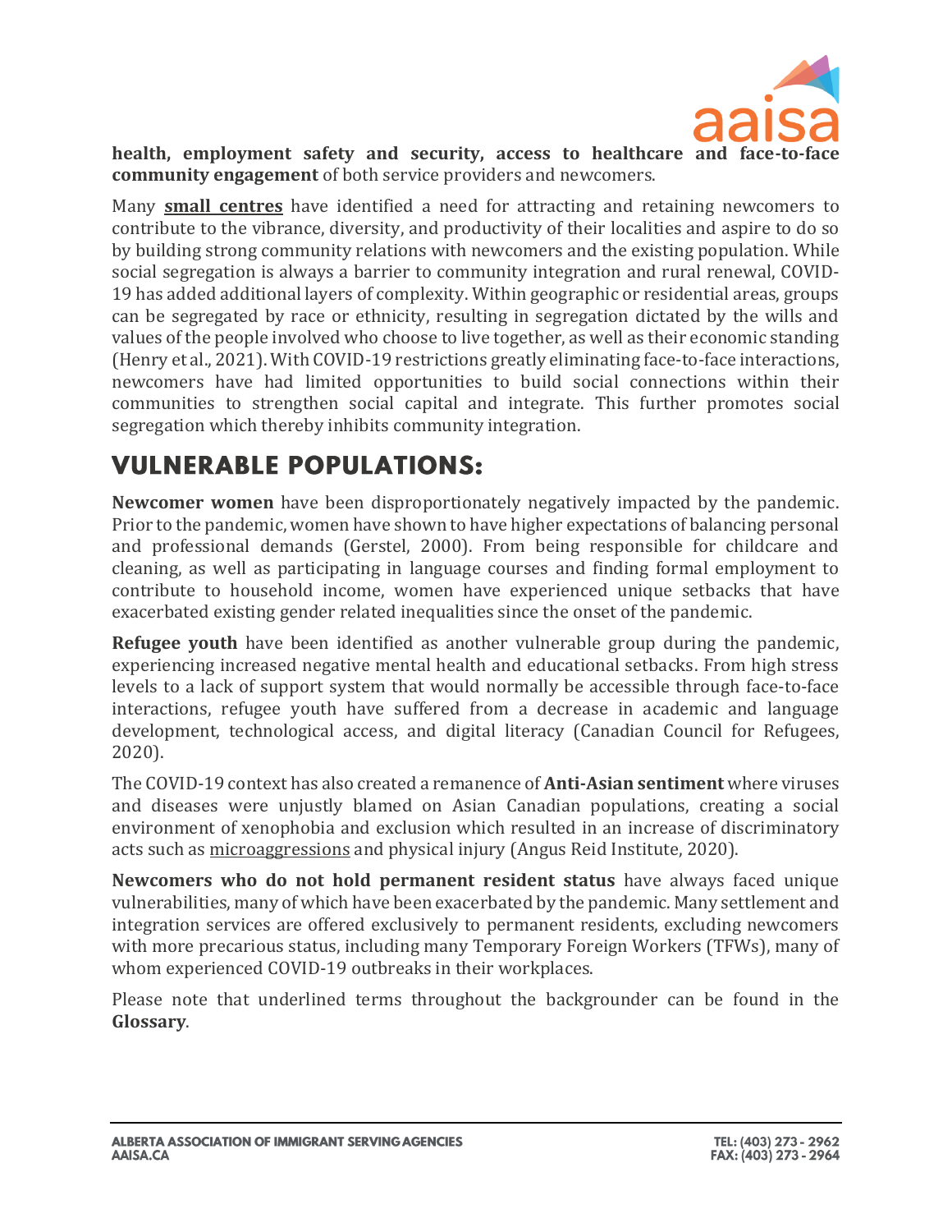**health, employment safety and security, access to healthcare and face-to-face community engagement** of both service providers and newcomers.

Many **small centres** have identified a need for attracting and retaining newcomers to contribute to the vibrance, diversity, and productivity of their localities and aspire to do so by building strong community relations with newcomers and the existing population. While social segregation is always a barrier to community integration and rural renewal, COVID-19 has added additional layers of complexity. Within geographic or residential areas, groups can be segregated by race or ethnicity, resulting in segregation dictated by the wills and values of the people involved who choose to live together, as well as their economic standing (Henry et al., 2021). With COVID-19 restrictions greatly eliminating face-to-face interactions, newcomers have had limited opportunities to build social connections within their communities to strengthen social capital and integrate. This further promotes social segregation which thereby inhibits community integration.

# VULNERABLE POPULATIONS:

**Newcomer women** have been disproportionately negatively impacted by the pandemic. Prior to the pandemic, women have shown to have higher expectations of balancing personal and professional demands (Gerstel, 2000). From being responsible for childcare and cleaning, as well as participating in language courses and finding formal employment to contribute to household income, women have experienced unique setbacks that have exacerbated existing gender related inequalities since the onset of the pandemic.

**Refugee youth** have been identified as another vulnerable group during the pandemic, experiencing increased negative mental health and educational setbacks. From high stress levels to a lack of support system that would normally be accessible through face-to-face interactions, refugee youth have suffered from a decrease in academic and language development, technological access, and digital literacy (Canadian Council for Refugees, 2020).

The COVID-19 context has also created a remanence of **Anti-Asian sentiment** where viruses and diseases were unjustly blamed on Asian Canadian populations, creating a social environment of xenophobia and exclusion which resulted in an increase of discriminatory acts such as microaggressions and physical injury (Angus Reid Institute, 2020).

**Newcomers who do not hold permanent resident status** have always faced unique vulnerabilities, many of which have been exacerbated by the pandemic. Many settlement and integration services are offered exclusively to permanent residents, excluding newcomers with more precarious status, including many Temporary Foreign Workers (TFWs), many of whom experienced COVID-19 outbreaks in their workplaces.

Please note that underlined terms throughout the backgrounder can be found in the **Glossary**.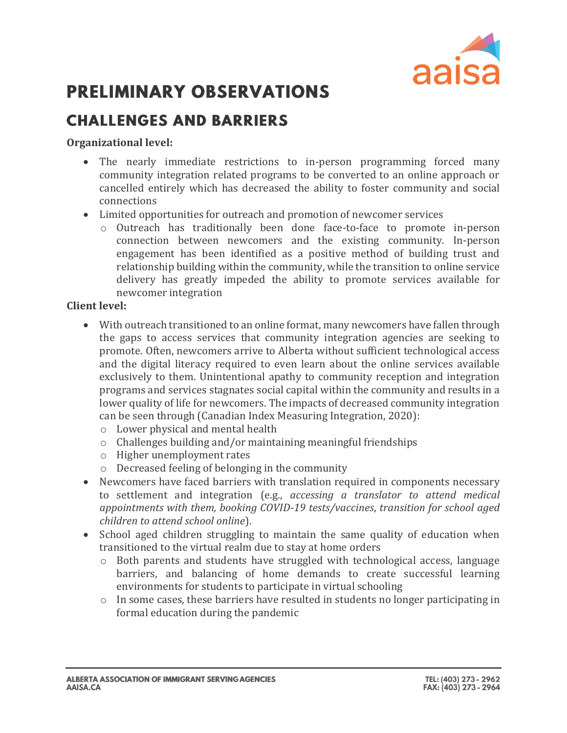# PRELIMINARY OBSERVATIONS

## CHALLENGES AND BARRIERS

**Organizational level:**

- The nearly immediate restrictions to in-person programming forced many community integration related programs to be converted to an online approach or cancelled entirely which has decreased the ability to foster community and social connections
- Limited opportunities for outreach and promotion of newcomer services
  - Outreach has traditionally been done face-to-face to promote in-person connection between newcomers and the existing community. In-person engagement has been identified as a positive method of building trust and relationship building within the community, while the transition to online service delivery has greatly impeded the ability to promote services available for newcomer integration

**Client level:**

- With outreach transitioned to an online format, many newcomers have fallen through the gaps to access services that community integration agencies are seeking to promote. Often, newcomers arrive to Alberta without sufficient technological access and the digital literacy required to even learn about the online services available exclusively to them. Unintentional apathy to community reception and integration programs and services stagnates social capital within the community and results in a lower quality of life for newcomers. The impacts of decreased community integration can be seen through (Canadian Index Measuring Integration, 2020):
  - Lower physical and mental health
  - Challenges building and/or maintaining meaningful friendships
  - Higher unemployment rates
  - Decreased feeling of belonging in the community
- Newcomers have faced barriers with translation required in components necessary to settlement and integration (e.g., *accessing a translator to attend medical appointments with them, booking COVID-19 tests/vaccines*, *transition for school aged children to attend school online*).
- School aged children struggling to maintain the same quality of education when transitioned to the virtual realm due to stay at home orders
  - Both parents and students have struggled with technological access, language barriers, and balancing of home demands to create successful learning environments for students to participate in virtual schooling
  - In some cases, these barriers have resulted in students no longer participating in formal education during the pandemic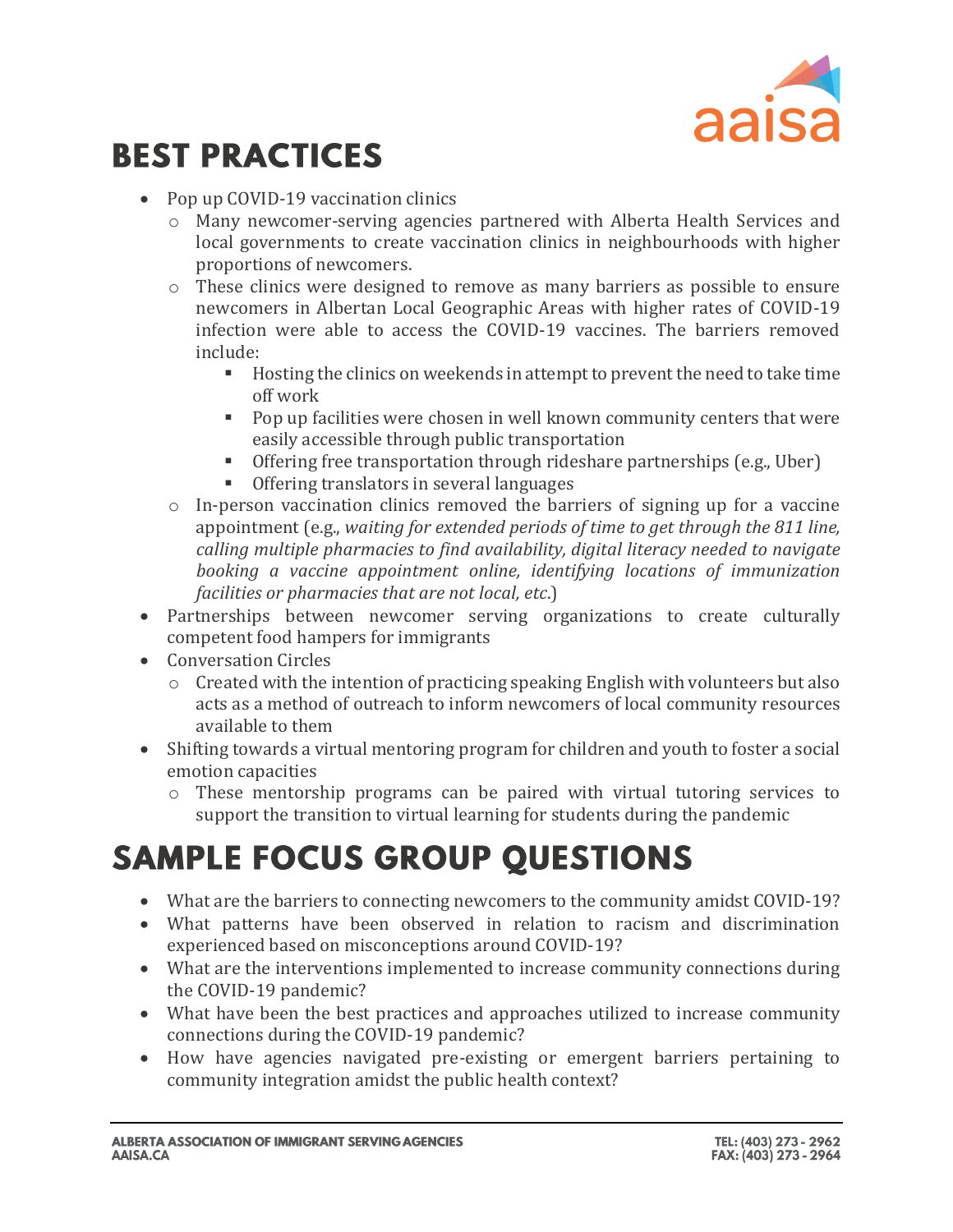# BEST PRACTICES

- Pop up COVID-19 vaccination clinics
    - Many newcomer-serving agencies partnered with Alberta Health Services and local governments to create vaccination clinics in neighbourhoods with higher proportions of newcomers.
    - These clinics were designed to remove as many barriers as possible to ensure newcomers in Albertan Local Geographic Areas with higher rates of COVID-19 infection were able to access the COVID-19 vaccines. The barriers removed include:
        - Hosting the clinics on weekends in attempt to prevent the need to take time off work
        - Pop up facilities were chosen in well known community centers that were easily accessible through public transportation
        - Offering free transportation through rideshare partnerships (e.g., Uber)
        - Offering translators in several languages
    - In-person vaccination clinics removed the barriers of signing up for a vaccine appointment (e.g., *waiting for extended periods of time to get through the 811 line, calling multiple pharmacies to find availability, digital literacy needed to navigate booking a vaccine appointment online, identifying locations of immunization facilities or pharmacies that are not local, etc.*)
- Partnerships between newcomer serving organizations to create culturally competent food hampers for immigrants
- Conversation Circles
    - Created with the intention of practicing speaking English with volunteers but also acts as a method of outreach to inform newcomers of local community resources available to them
- Shifting towards a virtual mentoring program for children and youth to foster a social emotion capacities
    - These mentorship programs can be paired with virtual tutoring services to support the transition to virtual learning for students during the pandemic

# SAMPLE FOCUS GROUP QUESTIONS

- What are the barriers to connecting newcomers to the community amidst COVID-19?
- What patterns have been observed in relation to racism and discrimination experienced based on misconceptions around COVID-19?
- What are the interventions implemented to increase community connections during the COVID-19 pandemic?
- What have been the best practices and approaches utilized to increase community connections during the COVID-19 pandemic?
- How have agencies navigated pre-existing or emergent barriers pertaining to community integration amidst the public health context?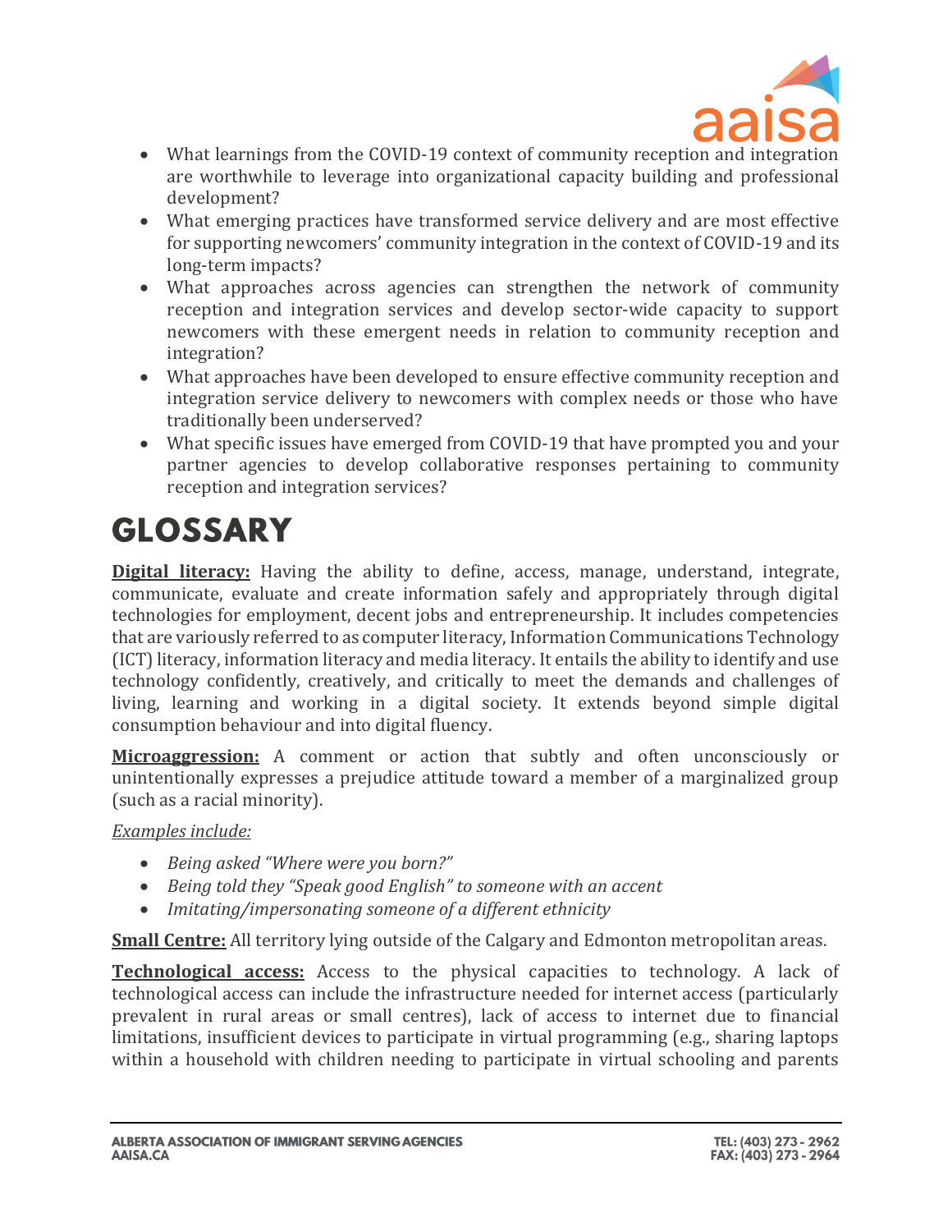- What learnings from the COVID-19 context of community reception and integration are worthwhile to leverage into organizational capacity building and professional development?
- What emerging practices have transformed service delivery and are most effective for supporting newcomers' community integration in the context of COVID-19 and its long-term impacts?
- What approaches across agencies can strengthen the network of community reception and integration services and develop sector-wide capacity to support newcomers with these emergent needs in relation to community reception and integration?
- What approaches have been developed to ensure effective community reception and integration service delivery to newcomers with complex needs or those who have traditionally been underserved?
- What specific issues have emerged from COVID-19 that have prompted you and your partner agencies to develop collaborative responses pertaining to community reception and integration services?

# GLOSSARY

**Digital literacy:** Having the ability to define, access, manage, understand, integrate, communicate, evaluate and create information safely and appropriately through digital technologies for employment, decent jobs and entrepreneurship. It includes competencies that are variously referred to as computer literacy, Information Communications Technology (ICT) literacy, information literacy and media literacy. It entails the ability to identify and use technology confidently, creatively, and critically to meet the demands and challenges of living, learning and working in a digital society. It extends beyond simple digital consumption behaviour and into digital fluency.

**Microaggression:** A comment or action that subtly and often unconsciously or unintentionally expresses a prejudice attitude toward a member of a marginalized group (such as a racial minority).

*Examples include:*

- *Being asked "Where were you born?"*
- *Being told they "Speak good English" to someone with an accent*
- *Imitating/impersonating someone of a different ethnicity*

**Small Centre:** All territory lying outside of the Calgary and Edmonton metropolitan areas.

**Technological access:** Access to the physical capacities to technology. A lack of technological access can include the infrastructure needed for internet access (particularly prevalent in rural areas or small centres), lack of access to internet due to financial limitations, insufficient devices to participate in virtual programming (e.g., sharing laptops within a household with children needing to participate in virtual schooling and parents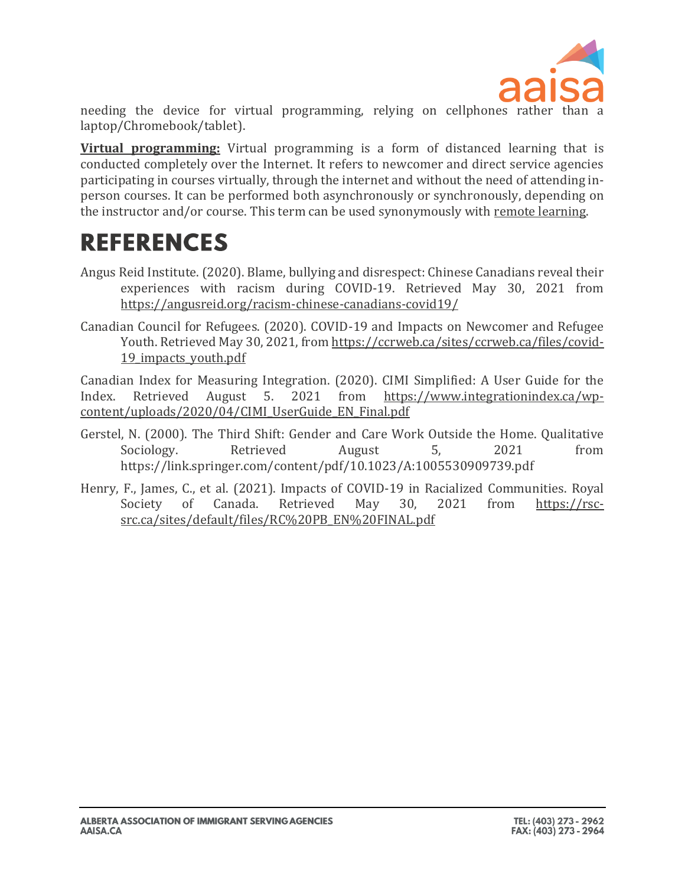needing the device for virtual programming, relying on cellphones rather than a laptop/Chromebook/tablet).

**Virtual programming:** Virtual programming is a form of distanced learning that is conducted completely over the Internet. It refers to newcomer and direct service agencies participating in courses virtually, through the internet and without the need of attending in-person courses. It can be performed both asynchronously or synchronously, depending on the instructor and/or course. This term can be used synonymously with remote learning.

# REFERENCES

Angus Reid Institute. (2020). Blame, bullying and disrespect: Chinese Canadians reveal their experiences with racism during COVID-19. Retrieved May 30, 2021 from https://angusreid.org/racism-chinese-canadians-covid19/

Canadian Council for Refugees. (2020). COVID-19 and Impacts on Newcomer and Refugee Youth. Retrieved May 30, 2021, from https://ccrweb.ca/sites/ccrweb.ca/files/covid-19_impacts_youth.pdf

Canadian Index for Measuring Integration. (2020). CIMI Simplified: A User Guide for the Index. Retrieved August 5. 2021 from https://www.integrationindex.ca/wp-content/uploads/2020/04/CIMI_UserGuide_EN_Final.pdf

Gerstel, N. (2000). The Third Shift: Gender and Care Work Outside the Home. Qualitative Sociology. Retrieved August 5, 2021 from https://link.springer.com/content/pdf/10.1023/A:1005530909739.pdf

Henry, F., James, C., et al. (2021). Impacts of COVID-19 in Racialized Communities. Royal Society of Canada. Retrieved May 30, 2021 from https://rsc-src.ca/sites/default/files/RC%20PB_EN%20FINAL.pdf